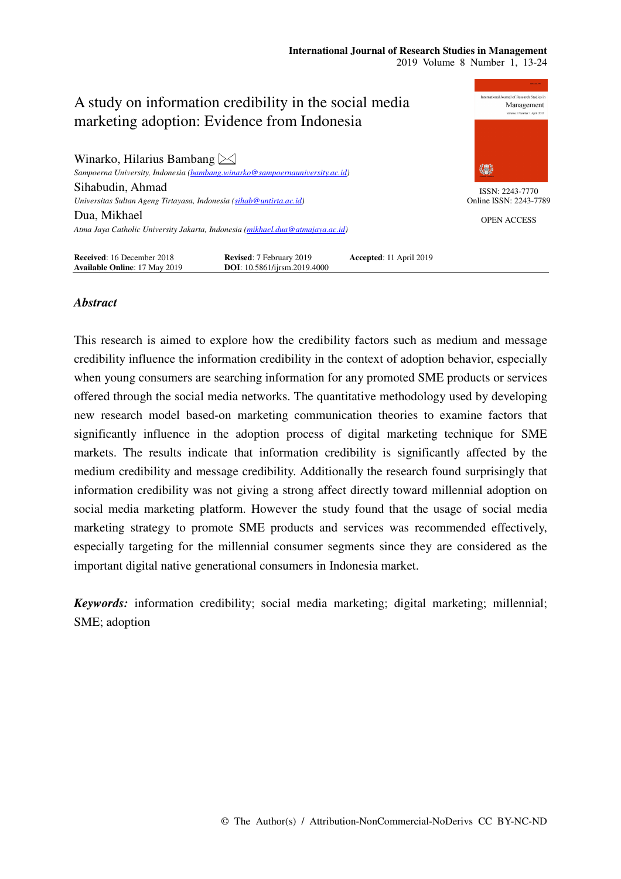# A study on information credibility in the social media marketing adoption: Evidence from Indonesia

**Winarko, Hilarius Bambang** ✉
*Sampoerna University, Indonesia (bambang.winarko@sampoernauniversity.ac.id)*

**Sihabudin, Ahmad**
*Universitas Sultan Ageng Tirtayasa, Indonesia (sihab@untirta.ac.id)*

**Dua, Mikhael**
*Atma Jaya Catholic University Jakarta, Indonesia (mikhael.dua@atmajaya.ac.id)*

ISSN: 2243-7770
Online ISSN: 2243-7789

OPEN ACCESS

**Received**: 16 December 2018 **Revised**: 7 February 2019 **Accepted**: 11 April 2019
**Available Online**: 17 May 2019 **DOI**: 10.5861/ijrsm.2019.4000

## *Abstract*

This research is aimed to explore how the credibility factors such as medium and message credibility influence the information credibility in the context of adoption behavior, especially when young consumers are searching information for any promoted SME products or services offered through the social media networks. The quantitative methodology used by developing new research model based-on marketing communication theories to examine factors that significantly influence in the adoption process of digital marketing technique for SME markets. The results indicate that information credibility is significantly affected by the medium credibility and message credibility. Additionally the research found surprisingly that information credibility was not giving a strong affect directly toward millennial adoption on social media marketing platform. However the study found that the usage of social media marketing strategy to promote SME products and services was recommended effectively, especially targeting for the millennial consumer segments since they are considered as the important digital native generational consumers in Indonesia market.

***Keywords:*** information credibility; social media marketing; digital marketing; millennial; SME; adoption

© The Author(s) / Attribution-NonCommercial-NoDerivs CC BY-NC-ND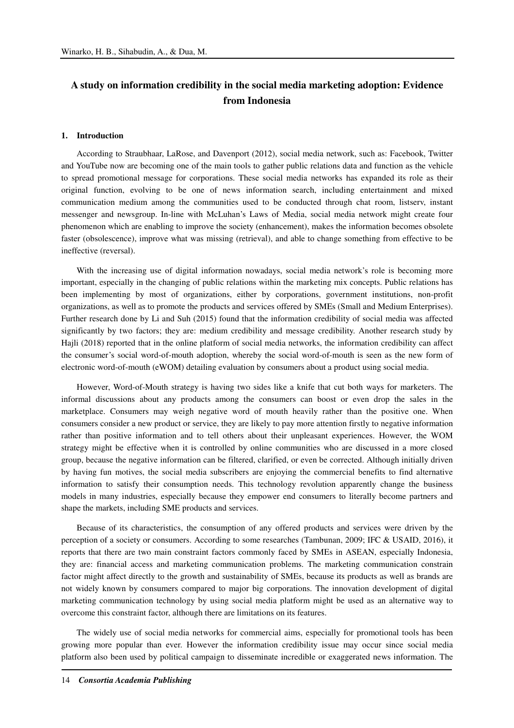# A study on information credibility in the social media marketing adoption: Evidence from Indonesia

## 1. Introduction

According to Straubhaar, LaRose, and Davenport (2012), social media network, such as: Facebook, Twitter and YouTube now are becoming one of the main tools to gather public relations data and function as the vehicle to spread promotional message for corporations. These social media networks has expanded its role as their original function, evolving to be one of news information search, including entertainment and mixed communication medium among the communities used to be conducted through chat room, listserv, instant messenger and newsgroup. In-line with McLuhan's Laws of Media, social media network might create four phenomenon which are enabling to improve the society (enhancement), makes the information becomes obsolete faster (obsolescence), improve what was missing (retrieval), and able to change something from effective to be ineffective (reversal).

With the increasing use of digital information nowadays, social media network's role is becoming more important, especially in the changing of public relations within the marketing mix concepts. Public relations has been implementing by most of organizations, either by corporations, government institutions, non-profit organizations, as well as to promote the products and services offered by SMEs (Small and Medium Enterprises). Further research done by Li and Suh (2015) found that the information credibility of social media was affected significantly by two factors; they are: medium credibility and message credibility. Another research study by Hajli (2018) reported that in the online platform of social media networks, the information credibility can affect the consumer's social word-of-mouth adoption, whereby the social word-of-mouth is seen as the new form of electronic word-of-mouth (eWOM) detailing evaluation by consumers about a product using social media.

However, Word-of-Mouth strategy is having two sides like a knife that cut both ways for marketers. The informal discussions about any products among the consumers can boost or even drop the sales in the marketplace. Consumers may weigh negative word of mouth heavily rather than the positive one. When consumers consider a new product or service, they are likely to pay more attention firstly to negative information rather than positive information and to tell others about their unpleasant experiences. However, the WOM strategy might be effective when it is controlled by online communities who are discussed in a more closed group, because the negative information can be filtered, clarified, or even be corrected. Although initially driven by having fun motives, the social media subscribers are enjoying the commercial benefits to find alternative information to satisfy their consumption needs. This technology revolution apparently change the business models in many industries, especially because they empower end consumers to literally become partners and shape the markets, including SME products and services.

Because of its characteristics, the consumption of any offered products and services were driven by the perception of a society or consumers. According to some researches (Tambunan, 2009; IFC & USAID, 2016), it reports that there are two main constraint factors commonly faced by SMEs in ASEAN, especially Indonesia, they are: financial access and marketing communication problems. The marketing communication constrain factor might affect directly to the growth and sustainability of SMEs, because its products as well as brands are not widely known by consumers compared to major big corporations. The innovation development of digital marketing communication technology by using social media platform might be used as an alternative way to overcome this constraint factor, although there are limitations on its features.

The widely use of social media networks for commercial aims, especially for promotional tools has been growing more popular than ever. However the information credibility issue may occur since social media platform also been used by political campaign to disseminate incredible or exaggerated news information. The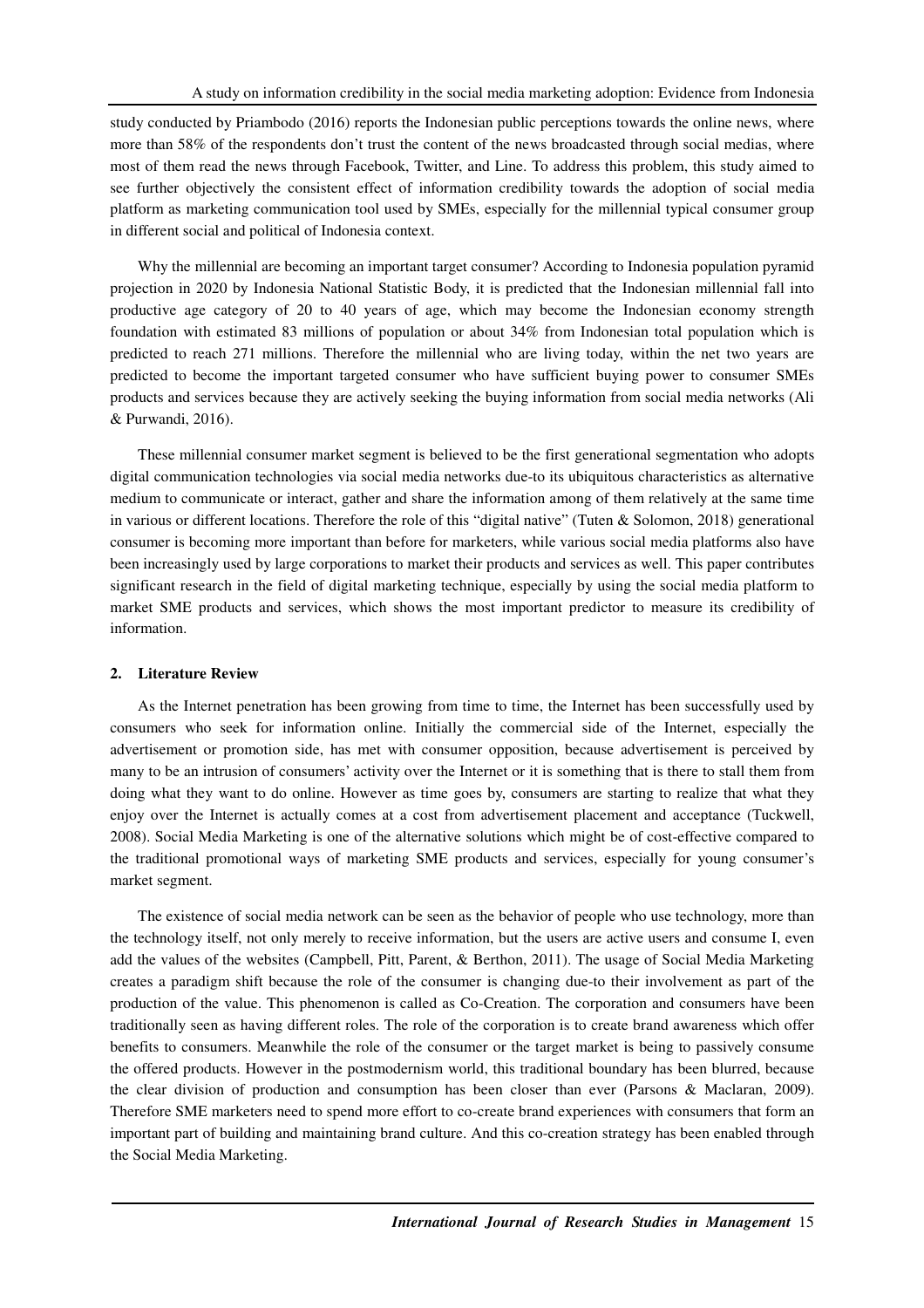study conducted by Priambodo (2016) reports the Indonesian public perceptions towards the online news, where more than 58% of the respondents don't trust the content of the news broadcasted through social medias, where most of them read the news through Facebook, Twitter, and Line. To address this problem, this study aimed to see further objectively the consistent effect of information credibility towards the adoption of social media platform as marketing communication tool used by SMEs, especially for the millennial typical consumer group in different social and political of Indonesia context.

Why the millennial are becoming an important target consumer? According to Indonesia population pyramid projection in 2020 by Indonesia National Statistic Body, it is predicted that the Indonesian millennial fall into productive age category of 20 to 40 years of age, which may become the Indonesian economy strength foundation with estimated 83 millions of population or about 34% from Indonesian total population which is predicted to reach 271 millions. Therefore the millennial who are living today, within the net two years are predicted to become the important targeted consumer who have sufficient buying power to consumer SMEs products and services because they are actively seeking the buying information from social media networks (Ali & Purwandi, 2016).

These millennial consumer market segment is believed to be the first generational segmentation who adopts digital communication technologies via social media networks due-to its ubiquitous characteristics as alternative medium to communicate or interact, gather and share the information among of them relatively at the same time in various or different locations. Therefore the role of this "digital native" (Tuten & Solomon, 2018) generational consumer is becoming more important than before for marketers, while various social media platforms also have been increasingly used by large corporations to market their products and services as well. This paper contributes significant research in the field of digital marketing technique, especially by using the social media platform to market SME products and services, which shows the most important predictor to measure its credibility of information.

## 2. Literature Review

As the Internet penetration has been growing from time to time, the Internet has been successfully used by consumers who seek for information online. Initially the commercial side of the Internet, especially the advertisement or promotion side, has met with consumer opposition, because advertisement is perceived by many to be an intrusion of consumers' activity over the Internet or it is something that is there to stall them from doing what they want to do online. However as time goes by, consumers are starting to realize that what they enjoy over the Internet is actually comes at a cost from advertisement placement and acceptance (Tuckwell, 2008). Social Media Marketing is one of the alternative solutions which might be of cost-effective compared to the traditional promotional ways of marketing SME products and services, especially for young consumer's market segment.

The existence of social media network can be seen as the behavior of people who use technology, more than the technology itself, not only merely to receive information, but the users are active users and consume I, even add the values of the websites (Campbell, Pitt, Parent, & Berthon, 2011). The usage of Social Media Marketing creates a paradigm shift because the role of the consumer is changing due-to their involvement as part of the production of the value. This phenomenon is called as Co-Creation. The corporation and consumers have been traditionally seen as having different roles. The role of the corporation is to create brand awareness which offer benefits to consumers. Meanwhile the role of the consumer or the target market is being to passively consume the offered products. However in the postmodernism world, this traditional boundary has been blurred, because the clear division of production and consumption has been closer than ever (Parsons & Maclaran, 2009). Therefore SME marketers need to spend more effort to co-create brand experiences with consumers that form an important part of building and maintaining brand culture. And this co-creation strategy has been enabled through the Social Media Marketing.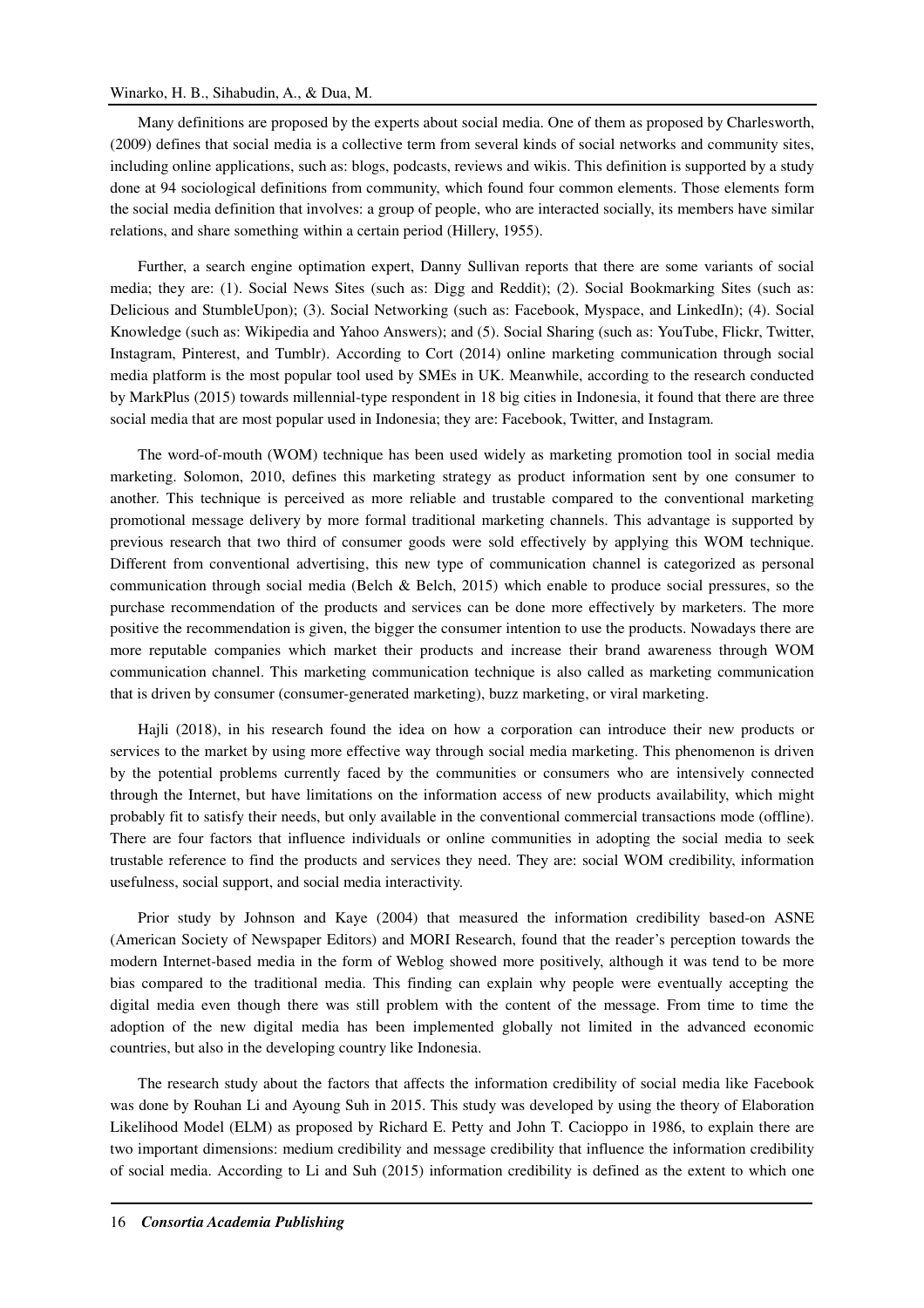Many definitions are proposed by the experts about social media. One of them as proposed by Charlesworth, (2009) defines that social media is a collective term from several kinds of social networks and community sites, including online applications, such as: blogs, podcasts, reviews and wikis. This definition is supported by a study done at 94 sociological definitions from community, which found four common elements. Those elements form the social media definition that involves: a group of people, who are interacted socially, its members have similar relations, and share something within a certain period (Hillery, 1955).

Further, a search engine optimation expert, Danny Sullivan reports that there are some variants of social media; they are: (1). Social News Sites (such as: Digg and Reddit); (2). Social Bookmarking Sites (such as: Delicious and StumbleUpon); (3). Social Networking (such as: Facebook, Myspace, and LinkedIn); (4). Social Knowledge (such as: Wikipedia and Yahoo Answers); and (5). Social Sharing (such as: YouTube, Flickr, Twitter, Instagram, Pinterest, and Tumblr). According to Cort (2014) online marketing communication through social media platform is the most popular tool used by SMEs in UK. Meanwhile, according to the research conducted by MarkPlus (2015) towards millennial-type respondent in 18 big cities in Indonesia, it found that there are three social media that are most popular used in Indonesia; they are: Facebook, Twitter, and Instagram.

The word-of-mouth (WOM) technique has been used widely as marketing promotion tool in social media marketing. Solomon, 2010, defines this marketing strategy as product information sent by one consumer to another. This technique is perceived as more reliable and trustable compared to the conventional marketing promotional message delivery by more formal traditional marketing channels. This advantage is supported by previous research that two third of consumer goods were sold effectively by applying this WOM technique. Different from conventional advertising, this new type of communication channel is categorized as personal communication through social media (Belch & Belch, 2015) which enable to produce social pressures, so the purchase recommendation of the products and services can be done more effectively by marketers. The more positive the recommendation is given, the bigger the consumer intention to use the products. Nowadays there are more reputable companies which market their products and increase their brand awareness through WOM communication channel. This marketing communication technique is also called as marketing communication that is driven by consumer (consumer-generated marketing), buzz marketing, or viral marketing.

Hajli (2018), in his research found the idea on how a corporation can introduce their new products or services to the market by using more effective way through social media marketing. This phenomenon is driven by the potential problems currently faced by the communities or consumers who are intensively connected through the Internet, but have limitations on the information access of new products availability, which might probably fit to satisfy their needs, but only available in the conventional commercial transactions mode (offline). There are four factors that influence individuals or online communities in adopting the social media to seek trustable reference to find the products and services they need. They are: social WOM credibility, information usefulness, social support, and social media interactivity.

Prior study by Johnson and Kaye (2004) that measured the information credibility based-on ASNE (American Society of Newspaper Editors) and MORI Research, found that the reader's perception towards the modern Internet-based media in the form of Weblog showed more positively, although it was tend to be more bias compared to the traditional media. This finding can explain why people were eventually accepting the digital media even though there was still problem with the content of the message. From time to time the adoption of the new digital media has been implemented globally not limited in the advanced economic countries, but also in the developing country like Indonesia.

The research study about the factors that affects the information credibility of social media like Facebook was done by Rouhan Li and Ayoung Suh in 2015. This study was developed by using the theory of Elaboration Likelihood Model (ELM) as proposed by Richard E. Petty and John T. Cacioppo in 1986, to explain there are two important dimensions: medium credibility and message credibility that influence the information credibility of social media. According to Li and Suh (2015) information credibility is defined as the extent to which one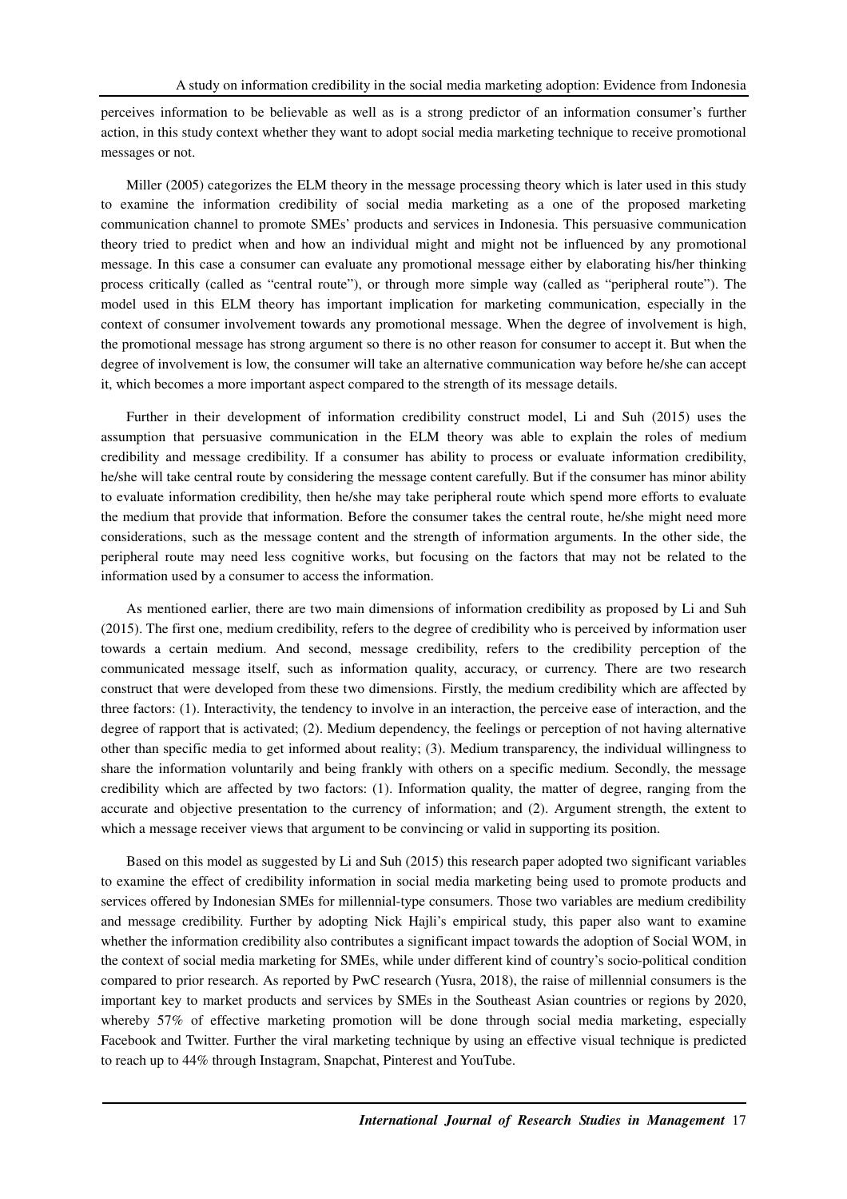perceives information to be believable as well as is a strong predictor of an information consumer's further action, in this study context whether they want to adopt social media marketing technique to receive promotional messages or not.

Miller (2005) categorizes the ELM theory in the message processing theory which is later used in this study to examine the information credibility of social media marketing as a one of the proposed marketing communication channel to promote SMEs' products and services in Indonesia. This persuasive communication theory tried to predict when and how an individual might and might not be influenced by any promotional message. In this case a consumer can evaluate any promotional message either by elaborating his/her thinking process critically (called as "central route"), or through more simple way (called as "peripheral route"). The model used in this ELM theory has important implication for marketing communication, especially in the context of consumer involvement towards any promotional message. When the degree of involvement is high, the promotional message has strong argument so there is no other reason for consumer to accept it. But when the degree of involvement is low, the consumer will take an alternative communication way before he/she can accept it, which becomes a more important aspect compared to the strength of its message details.

Further in their development of information credibility construct model, Li and Suh (2015) uses the assumption that persuasive communication in the ELM theory was able to explain the roles of medium credibility and message credibility. If a consumer has ability to process or evaluate information credibility, he/she will take central route by considering the message content carefully. But if the consumer has minor ability to evaluate information credibility, then he/she may take peripheral route which spend more efforts to evaluate the medium that provide that information. Before the consumer takes the central route, he/she might need more considerations, such as the message content and the strength of information arguments. In the other side, the peripheral route may need less cognitive works, but focusing on the factors that may not be related to the information used by a consumer to access the information.

As mentioned earlier, there are two main dimensions of information credibility as proposed by Li and Suh (2015). The first one, medium credibility, refers to the degree of credibility who is perceived by information user towards a certain medium. And second, message credibility, refers to the credibility perception of the communicated message itself, such as information quality, accuracy, or currency. There are two research construct that were developed from these two dimensions. Firstly, the medium credibility which are affected by three factors: (1). Interactivity, the tendency to involve in an interaction, the perceive ease of interaction, and the degree of rapport that is activated; (2). Medium dependency, the feelings or perception of not having alternative other than specific media to get informed about reality; (3). Medium transparency, the individual willingness to share the information voluntarily and being frankly with others on a specific medium. Secondly, the message credibility which are affected by two factors: (1). Information quality, the matter of degree, ranging from the accurate and objective presentation to the currency of information; and (2). Argument strength, the extent to which a message receiver views that argument to be convincing or valid in supporting its position.

Based on this model as suggested by Li and Suh (2015) this research paper adopted two significant variables to examine the effect of credibility information in social media marketing being used to promote products and services offered by Indonesian SMEs for millennial-type consumers. Those two variables are medium credibility and message credibility. Further by adopting Nick Hajli's empirical study, this paper also want to examine whether the information credibility also contributes a significant impact towards the adoption of Social WOM, in the context of social media marketing for SMEs, while under different kind of country's socio-political condition compared to prior research. As reported by PwC research (Yusra, 2018), the raise of millennial consumers is the important key to market products and services by SMEs in the Southeast Asian countries or regions by 2020, whereby 57% of effective marketing promotion will be done through social media marketing, especially Facebook and Twitter. Further the viral marketing technique by using an effective visual technique is predicted to reach up to 44% through Instagram, Snapchat, Pinterest and YouTube.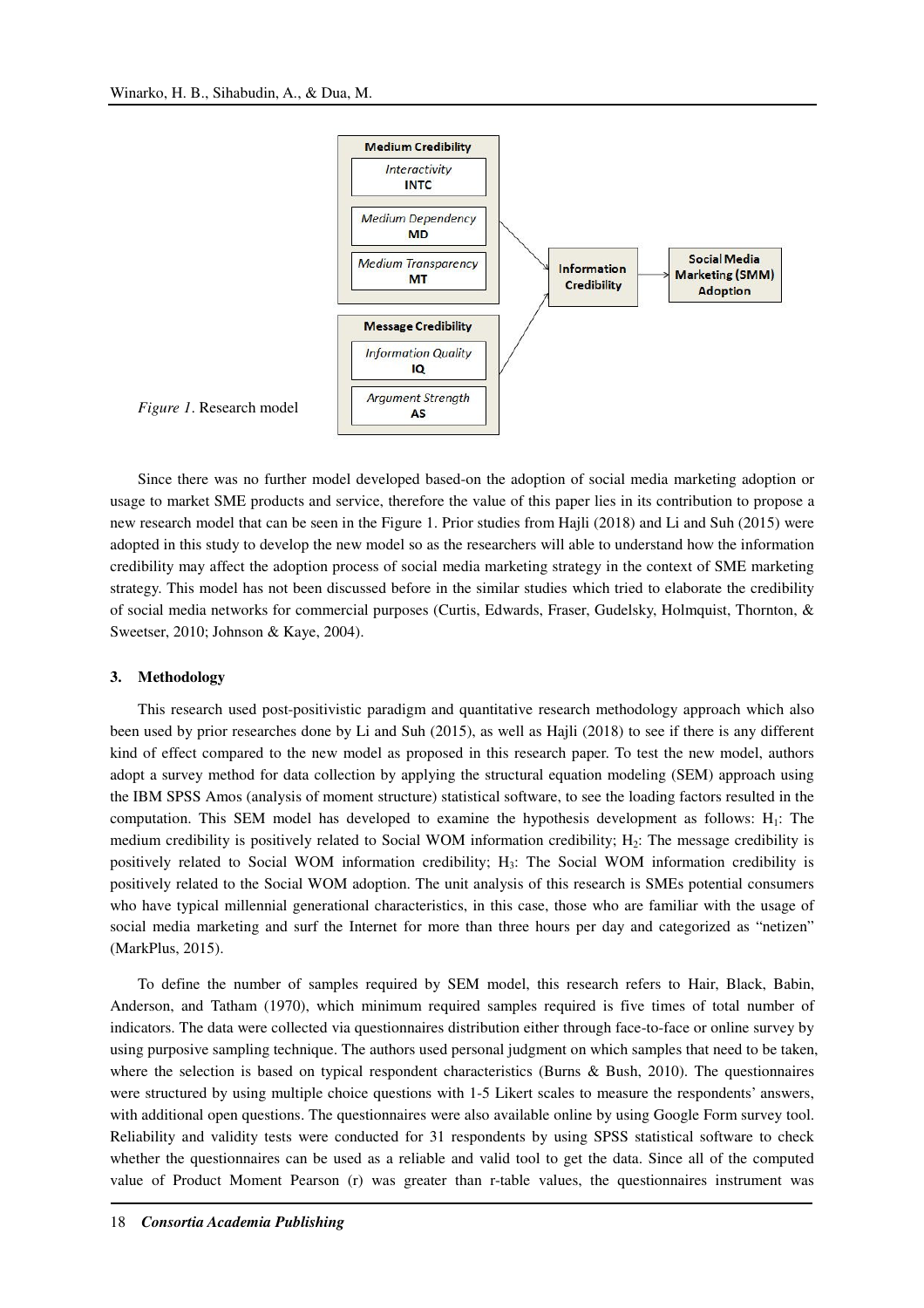*Figure 1*. Research model

Since there was no further model developed based-on the adoption of social media marketing adoption or usage to market SME products and service, therefore the value of this paper lies in its contribution to propose a new research model that can be seen in the Figure 1. Prior studies from Hajli (2018) and Li and Suh (2015) were adopted in this study to develop the new model so as the researchers will able to understand how the information credibility may affect the adoption process of social media marketing strategy in the context of SME marketing strategy. This model has not been discussed before in the similar studies which tried to elaborate the credibility of social media networks for commercial purposes (Curtis, Edwards, Fraser, Gudelsky, Holmquist, Thornton, & Sweetser, 2010; Johnson & Kaye, 2004).

## 3. Methodology

This research used post-positivistic paradigm and quantitative research methodology approach which also been used by prior researches done by Li and Suh (2015), as well as Hajli (2018) to see if there is any different kind of effect compared to the new model as proposed in this research paper. To test the new model, authors adopt a survey method for data collection by applying the structural equation modeling (SEM) approach using the IBM SPSS Amos (analysis of moment structure) statistical software, to see the loading factors resulted in the computation. This SEM model has developed to examine the hypothesis development as follows: $H_1$: The medium credibility is positively related to Social WOM information credibility; $H_2$: The message credibility is positively related to Social WOM information credibility; $H_3$: The Social WOM information credibility is positively related to the Social WOM adoption. The unit analysis of this research is SMEs potential consumers who have typical millennial generational characteristics, in this case, those who are familiar with the usage of social media marketing and surf the Internet for more than three hours per day and categorized as "netizen" (MarkPlus, 2015).

To define the number of samples required by SEM model, this research refers to Hair, Black, Babin, Anderson, and Tatham (1970), which minimum required samples required is five times of total number of indicators. The data were collected via questionnaires distribution either through face-to-face or online survey by using purposive sampling technique. The authors used personal judgment on which samples that need to be taken, where the selection is based on typical respondent characteristics (Burns & Bush, 2010). The questionnaires were structured by using multiple choice questions with 1-5 Likert scales to measure the respondents' answers, with additional open questions. The questionnaires were also available online by using Google Form survey tool. Reliability and validity tests were conducted for 31 respondents by using SPSS statistical software to check whether the questionnaires can be used as a reliable and valid tool to get the data. Since all of the computed value of Product Moment Pearson (r) was greater than r-table values, the questionnaires instrument was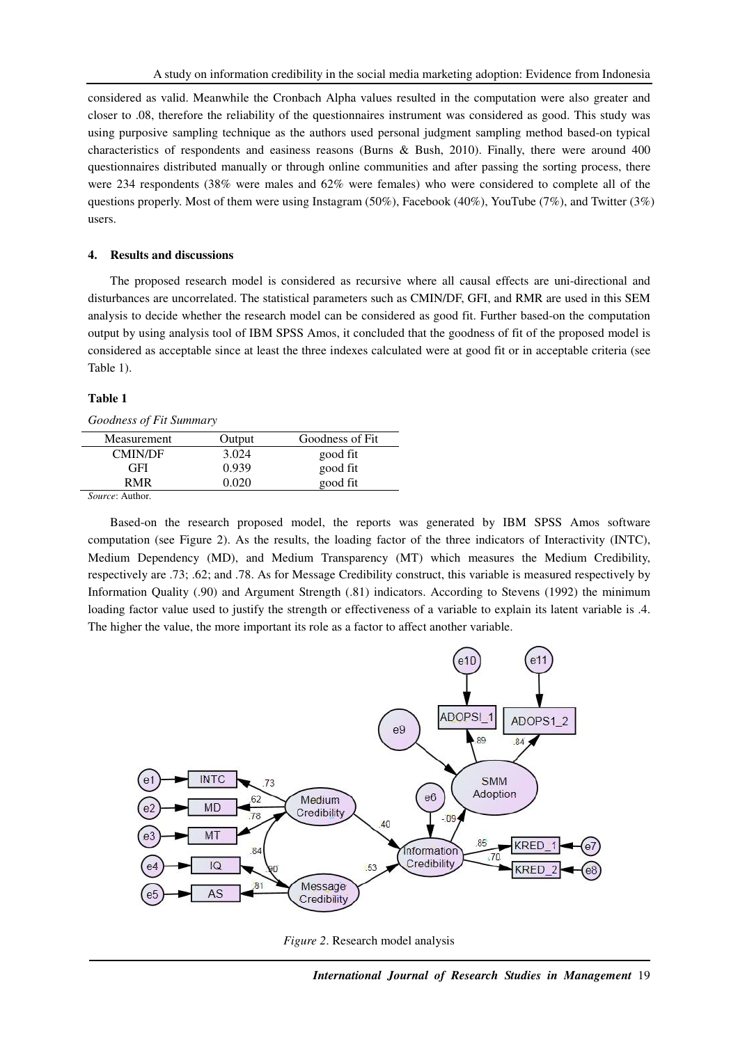considered as valid. Meanwhile the Cronbach Alpha values resulted in the computation were also greater and closer to .08, therefore the reliability of the questionnaires instrument was considered as good. This study was using purposive sampling technique as the authors used personal judgment sampling method based-on typical characteristics of respondents and easiness reasons (Burns & Bush, 2010). Finally, there were around 400 questionnaires distributed manually or through online communities and after passing the sorting process, there were 234 respondents (38% were males and 62% were females) who were considered to complete all of the questions properly. Most of them were using Instagram (50%), Facebook (40%), YouTube (7%), and Twitter (3%) users.

## 4. Results and discussions

The proposed research model is considered as recursive where all causal effects are uni-directional and disturbances are uncorrelated. The statistical parameters such as CMIN/DF, GFI, and RMR are used in this SEM analysis to decide whether the research model can be considered as good fit. Further based-on the computation output by using analysis tool of IBM SPSS Amos, it concluded that the goodness of fit of the proposed model is considered as acceptable since at least the three indexes calculated were at good fit or in acceptable criteria (see Table 1).

**Table 1**

*Goodness of Fit Summary*

| Measurement | Output | Goodness of Fit |
|---|---|---|
| CMIN/DF | 3.024 | good fit |
| GFI | 0.939 | good fit |
| RMR | 0.020 | good fit |

*Source*: Author.

Based-on the research proposed model, the reports was generated by IBM SPSS Amos software computation (see Figure 2). As the results, the loading factor of the three indicators of Interactivity (INTC), Medium Dependency (MD), and Medium Transparency (MT) which measures the Medium Credibility, respectively are .73; .62; and .78. As for Message Credibility construct, this variable is measured respectively by Information Quality (.90) and Argument Strength (.81) indicators. According to Stevens (1992) the minimum loading factor value used to justify the strength or effectiveness of a variable to explain its latent variable is .4. The higher the value, the more important its role as a factor to affect another variable.

*Figure 2*. Research model analysis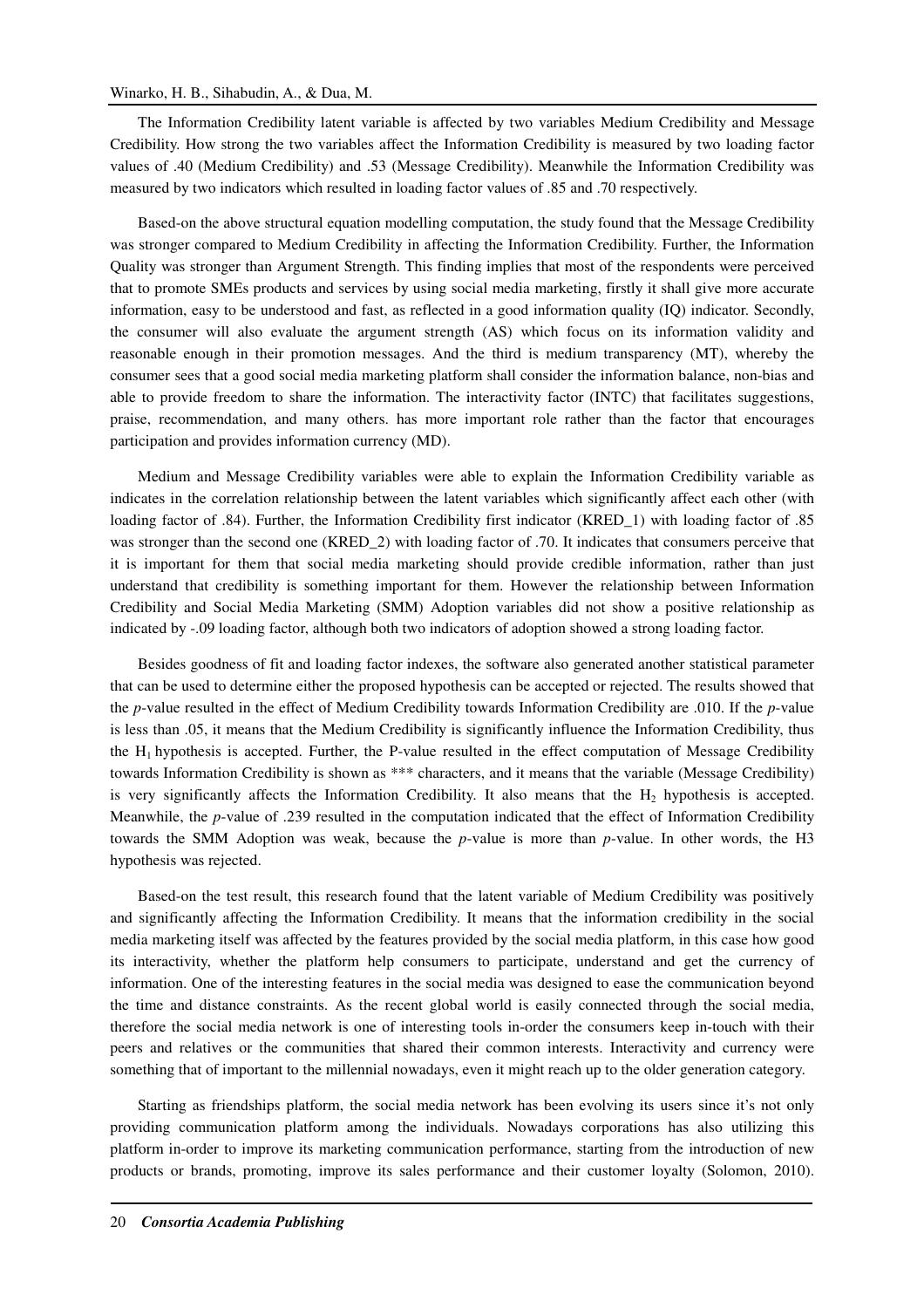The Information Credibility latent variable is affected by two variables Medium Credibility and Message Credibility. How strong the two variables affect the Information Credibility is measured by two loading factor values of .40 (Medium Credibility) and .53 (Message Credibility). Meanwhile the Information Credibility was measured by two indicators which resulted in loading factor values of .85 and .70 respectively.

Based-on the above structural equation modelling computation, the study found that the Message Credibility was stronger compared to Medium Credibility in affecting the Information Credibility. Further, the Information Quality was stronger than Argument Strength. This finding implies that most of the respondents were perceived that to promote SMEs products and services by using social media marketing, firstly it shall give more accurate information, easy to be understood and fast, as reflected in a good information quality (IQ) indicator. Secondly, the consumer will also evaluate the argument strength (AS) which focus on its information validity and reasonable enough in their promotion messages. And the third is medium transparency (MT), whereby the consumer sees that a good social media marketing platform shall consider the information balance, non-bias and able to provide freedom to share the information. The interactivity factor (INTC) that facilitates suggestions, praise, recommendation, and many others. has more important role rather than the factor that encourages participation and provides information currency (MD).

Medium and Message Credibility variables were able to explain the Information Credibility variable as indicates in the correlation relationship between the latent variables which significantly affect each other (with loading factor of .84). Further, the Information Credibility first indicator (KRED_1) with loading factor of .85 was stronger than the second one (KRED_2) with loading factor of .70. It indicates that consumers perceive that it is important for them that social media marketing should provide credible information, rather than just understand that credibility is something important for them. However the relationship between Information Credibility and Social Media Marketing (SMM) Adoption variables did not show a positive relationship as indicated by -.09 loading factor, although both two indicators of adoption showed a strong loading factor.

Besides goodness of fit and loading factor indexes, the software also generated another statistical parameter that can be used to determine either the proposed hypothesis can be accepted or rejected. The results showed that the *p*-value resulted in the effect of Medium Credibility towards Information Credibility are .010. If the *p*-value is less than .05, it means that the Medium Credibility is significantly influence the Information Credibility, thus the $H_1$ hypothesis is accepted. Further, the P-value resulted in the effect computation of Message Credibility towards Information Credibility is shown as *** characters, and it means that the variable (Message Credibility) is very significantly affects the Information Credibility. It also means that the $H_2$ hypothesis is accepted. Meanwhile, the *p*-value of .239 resulted in the computation indicated that the effect of Information Credibility towards the SMM Adoption was weak, because the *p*-value is more than *p*-value. In other words, the H3 hypothesis was rejected.

Based-on the test result, this research found that the latent variable of Medium Credibility was positively and significantly affecting the Information Credibility. It means that the information credibility in the social media marketing itself was affected by the features provided by the social media platform, in this case how good its interactivity, whether the platform help consumers to participate, understand and get the currency of information. One of the interesting features in the social media was designed to ease the communication beyond the time and distance constraints. As the recent global world is easily connected through the social media, therefore the social media network is one of interesting tools in-order the consumers keep in-touch with their peers and relatives or the communities that shared their common interests. Interactivity and currency were something that of important to the millennial nowadays, even it might reach up to the older generation category.

Starting as friendships platform, the social media network has been evolving its users since it's not only providing communication platform among the individuals. Nowadays corporations has also utilizing this platform in-order to improve its marketing communication performance, starting from the introduction of new products or brands, promoting, improve its sales performance and their customer loyalty (Solomon, 2010).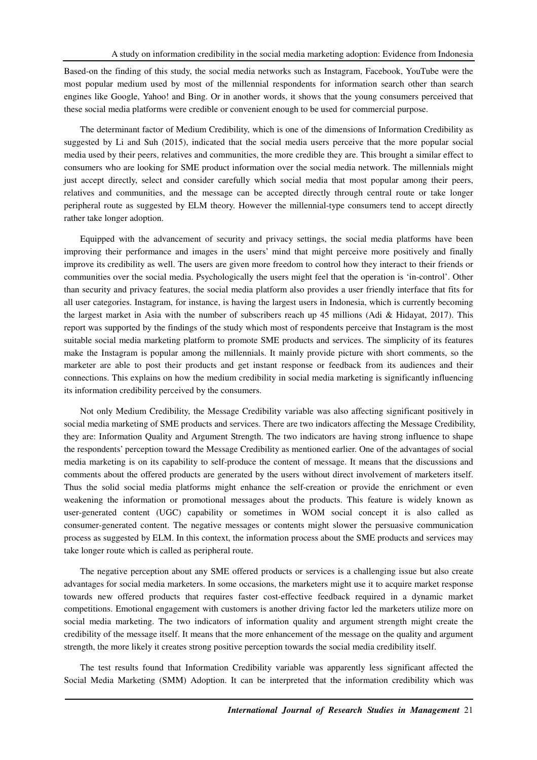Based-on the finding of this study, the social media networks such as Instagram, Facebook, YouTube were the most popular medium used by most of the millennial respondents for information search other than search engines like Google, Yahoo! and Bing. Or in another words, it shows that the young consumers perceived that these social media platforms were credible or convenient enough to be used for commercial purpose.

The determinant factor of Medium Credibility, which is one of the dimensions of Information Credibility as suggested by Li and Suh (2015), indicated that the social media users perceive that the more popular social media used by their peers, relatives and communities, the more credible they are. This brought a similar effect to consumers who are looking for SME product information over the social media network. The millennials might just accept directly, select and consider carefully which social media that most popular among their peers, relatives and communities, and the message can be accepted directly through central route or take longer peripheral route as suggested by ELM theory. However the millennial-type consumers tend to accept directly rather take longer adoption.

Equipped with the advancement of security and privacy settings, the social media platforms have been improving their performance and images in the users' mind that might perceive more positively and finally improve its credibility as well. The users are given more freedom to control how they interact to their friends or communities over the social media. Psychologically the users might feel that the operation is 'in-control'. Other than security and privacy features, the social media platform also provides a user friendly interface that fits for all user categories. Instagram, for instance, is having the largest users in Indonesia, which is currently becoming the largest market in Asia with the number of subscribers reach up 45 millions (Adi & Hidayat, 2017). This report was supported by the findings of the study which most of respondents perceive that Instagram is the most suitable social media marketing platform to promote SME products and services. The simplicity of its features make the Instagram is popular among the millennials. It mainly provide picture with short comments, so the marketer are able to post their products and get instant response or feedback from its audiences and their connections. This explains on how the medium credibility in social media marketing is significantly influencing its information credibility perceived by the consumers.

Not only Medium Credibility, the Message Credibility variable was also affecting significant positively in social media marketing of SME products and services. There are two indicators affecting the Message Credibility, they are: Information Quality and Argument Strength. The two indicators are having strong influence to shape the respondents' perception toward the Message Credibility as mentioned earlier. One of the advantages of social media marketing is on its capability to self-produce the content of message. It means that the discussions and comments about the offered products are generated by the users without direct involvement of marketers itself. Thus the solid social media platforms might enhance the self-creation or provide the enrichment or even weakening the information or promotional messages about the products. This feature is widely known as user-generated content (UGC) capability or sometimes in WOM social concept it is also called as consumer-generated content. The negative messages or contents might slower the persuasive communication process as suggested by ELM. In this context, the information process about the SME products and services may take longer route which is called as peripheral route.

The negative perception about any SME offered products or services is a challenging issue but also create advantages for social media marketers. In some occasions, the marketers might use it to acquire market response towards new offered products that requires faster cost-effective feedback required in a dynamic market competitions. Emotional engagement with customers is another driving factor led the marketers utilize more on social media marketing. The two indicators of information quality and argument strength might create the credibility of the message itself. It means that the more enhancement of the message on the quality and argument strength, the more likely it creates strong positive perception towards the social media credibility itself.

The test results found that Information Credibility variable was apparently less significant affected the Social Media Marketing (SMM) Adoption. It can be interpreted that the information credibility which was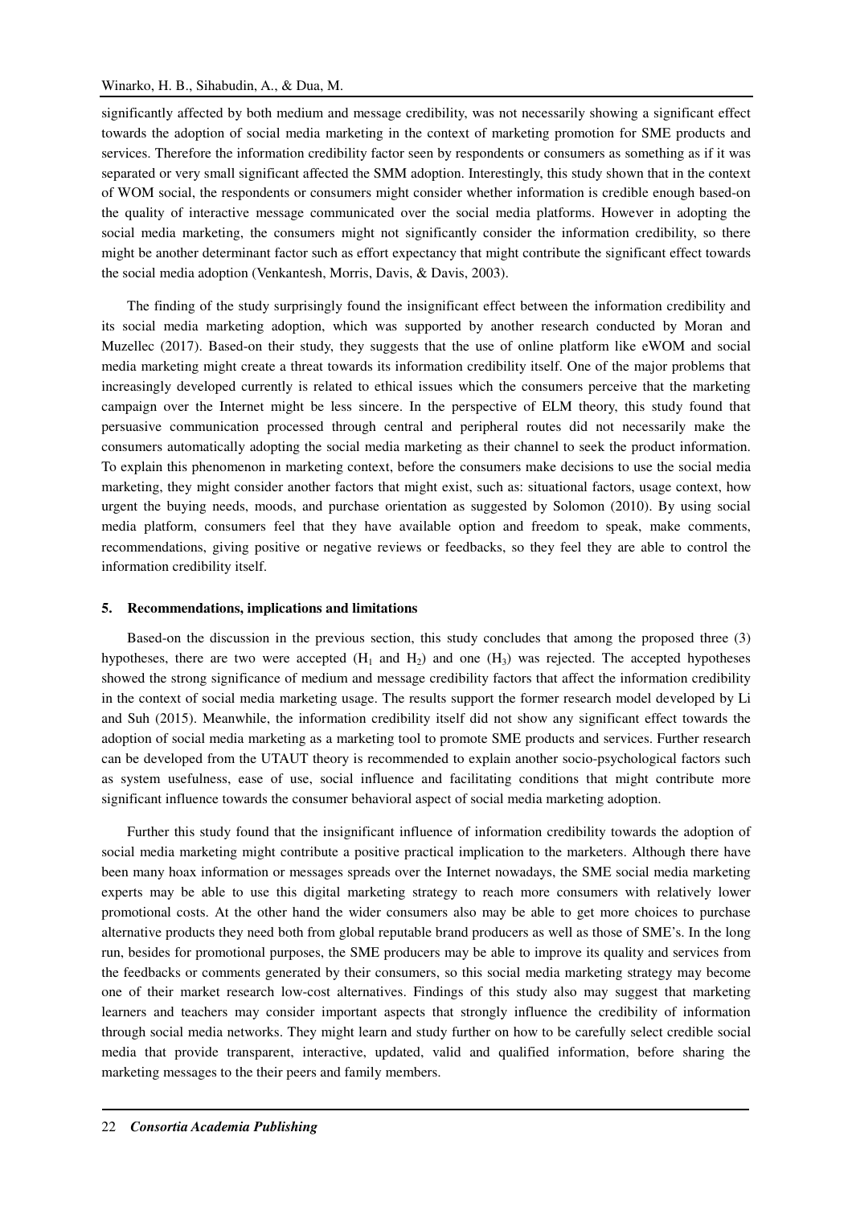significantly affected by both medium and message credibility, was not necessarily showing a significant effect towards the adoption of social media marketing in the context of marketing promotion for SME products and services. Therefore the information credibility factor seen by respondents or consumers as something as if it was separated or very small significant affected the SMM adoption. Interestingly, this study shown that in the context of WOM social, the respondents or consumers might consider whether information is credible enough based-on the quality of interactive message communicated over the social media platforms. However in adopting the social media marketing, the consumers might not significantly consider the information credibility, so there might be another determinant factor such as effort expectancy that might contribute the significant effect towards the social media adoption (Venkantesh, Morris, Davis, & Davis, 2003).

The finding of the study surprisingly found the insignificant effect between the information credibility and its social media marketing adoption, which was supported by another research conducted by Moran and Muzellec (2017). Based-on their study, they suggests that the use of online platform like eWOM and social media marketing might create a threat towards its information credibility itself. One of the major problems that increasingly developed currently is related to ethical issues which the consumers perceive that the marketing campaign over the Internet might be less sincere. In the perspective of ELM theory, this study found that persuasive communication processed through central and peripheral routes did not necessarily make the consumers automatically adopting the social media marketing as their channel to seek the product information. To explain this phenomenon in marketing context, before the consumers make decisions to use the social media marketing, they might consider another factors that might exist, such as: situational factors, usage context, how urgent the buying needs, moods, and purchase orientation as suggested by Solomon (2010). By using social media platform, consumers feel that they have available option and freedom to speak, make comments, recommendations, giving positive or negative reviews or feedbacks, so they feel they are able to control the information credibility itself.

## 5. Recommendations, implications and limitations

Based-on the discussion in the previous section, this study concludes that among the proposed three (3) hypotheses, there are two were accepted ($H_1$ and $H_2$) and one ($H_3$) was rejected. The accepted hypotheses showed the strong significance of medium and message credibility factors that affect the information credibility in the context of social media marketing usage. The results support the former research model developed by Li and Suh (2015). Meanwhile, the information credibility itself did not show any significant effect towards the adoption of social media marketing as a marketing tool to promote SME products and services. Further research can be developed from the UTAUT theory is recommended to explain another socio-psychological factors such as system usefulness, ease of use, social influence and facilitating conditions that might contribute more significant influence towards the consumer behavioral aspect of social media marketing adoption.

Further this study found that the insignificant influence of information credibility towards the adoption of social media marketing might contribute a positive practical implication to the marketers. Although there have been many hoax information or messages spreads over the Internet nowadays, the SME social media marketing experts may be able to use this digital marketing strategy to reach more consumers with relatively lower promotional costs. At the other hand the wider consumers also may be able to get more choices to purchase alternative products they need both from global reputable brand producers as well as those of SME's. In the long run, besides for promotional purposes, the SME producers may be able to improve its quality and services from the feedbacks or comments generated by their consumers, so this social media marketing strategy may become one of their market research low-cost alternatives. Findings of this study also may suggest that marketing learners and teachers may consider important aspects that strongly influence the credibility of information through social media networks. They might learn and study further on how to be carefully select credible social media that provide transparent, interactive, updated, valid and qualified information, before sharing the marketing messages to the their peers and family members.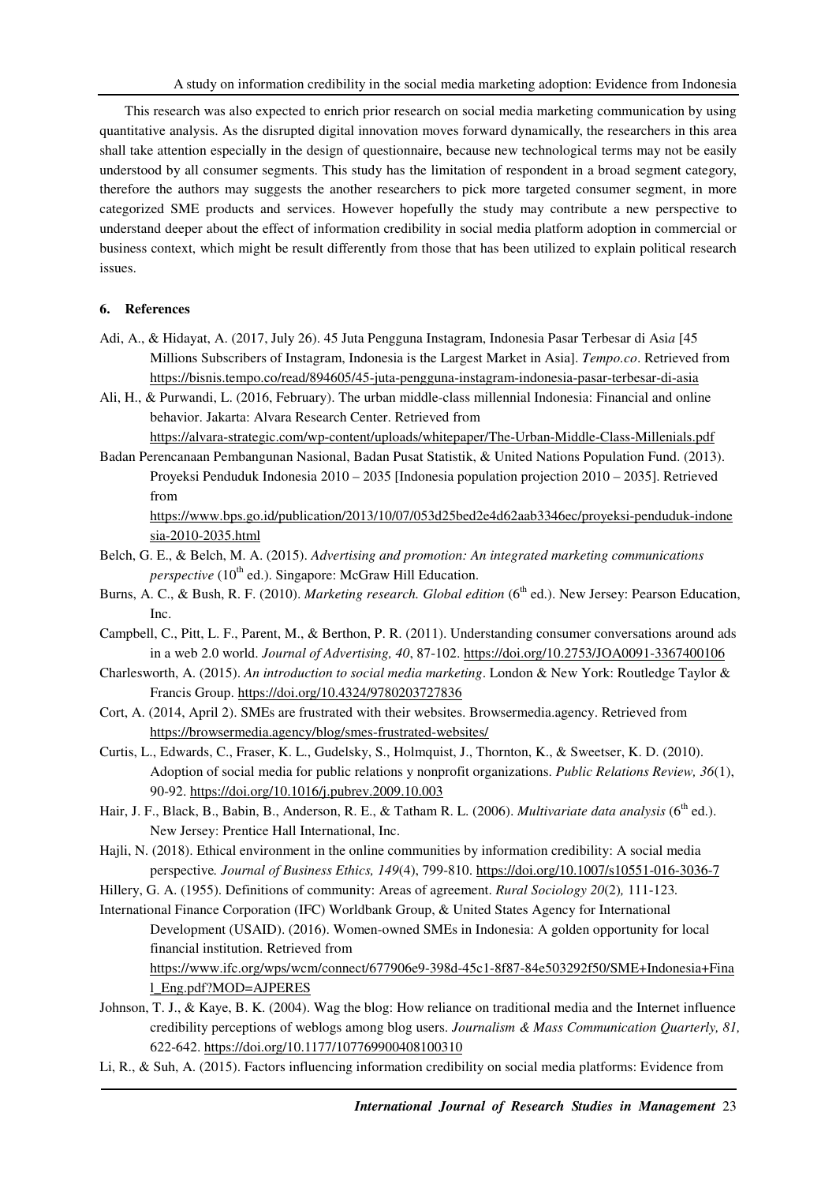This research was also expected to enrich prior research on social media marketing communication by using quantitative analysis. As the disrupted digital innovation moves forward dynamically, the researchers in this area shall take attention especially in the design of questionnaire, because new technological terms may not be easily understood by all consumer segments. This study has the limitation of respondent in a broad segment category, therefore the authors may suggests the another researchers to pick more targeted consumer segment, in more categorized SME products and services. However hopefully the study may contribute a new perspective to understand deeper about the effect of information credibility in social media platform adoption in commercial or business context, which might be result differently from those that has been utilized to explain political research issues.

## 6. References

Adi, A., & Hidayat, A. (2017, July 26). 45 Juta Pengguna Instagram, Indonesia Pasar Terbesar di Asi*a* [45 Millions Subscribers of Instagram, Indonesia is the Largest Market in Asia]. *Tempo.co*. Retrieved from https://bisnis.tempo.co/read/894605/45-juta-pengguna-instagram-indonesia-pasar-terbesar-di-asia

Ali, H., & Purwandi, L. (2016, February). The urban middle-class millennial Indonesia: Financial and online behavior. Jakarta: Alvara Research Center. Retrieved from https://alvara-strategic.com/wp-content/uploads/whitepaper/The-Urban-Middle-Class-Millenials.pdf

Badan Perencanaan Pembangunan Nasional, Badan Pusat Statistik, & United Nations Population Fund. (2013). Proyeksi Penduduk Indonesia 2010 – 2035 [Indonesia population projection 2010 – 2035]. Retrieved from https://www.bps.go.id/publication/2013/10/07/053d25bed2e4d62aab3346ec/proyeksi-penduduk-indonesia-2010-2035.html

Belch, G. E., & Belch, M. A. (2015). *Advertising and promotion: An integrated marketing communications perspective* (10th ed.). Singapore: McGraw Hill Education.

Burns, A. C., & Bush, R. F. (2010). *Marketing research. Global edition* (6th ed.). New Jersey: Pearson Education, Inc.

Campbell, C., Pitt, L. F., Parent, M., & Berthon, P. R. (2011). Understanding consumer conversations around ads in a web 2.0 world. *Journal of Advertising, 40*, 87-102. https://doi.org/10.2753/JOA0091-3367400106

Charlesworth, A. (2015). *An introduction to social media marketing*. London & New York: Routledge Taylor & Francis Group. https://doi.org/10.4324/9780203727836

Cort, A. (2014, April 2). SMEs are frustrated with their websites. Browsermedia.agency. Retrieved from https://browsermedia.agency/blog/smes-frustrated-websites/

Curtis, L., Edwards, C., Fraser, K. L., Gudelsky, S., Holmquist, J., Thornton, K., & Sweetser, K. D. (2010). Adoption of social media for public relations y nonprofit organizations. *Public Relations Review, 36*(1), 90-92. https://doi.org/10.1016/j.pubrev.2009.10.003

Hair, J. F., Black, B., Babin, B., Anderson, R. E., & Tatham R. L. (2006). *Multivariate data analysis* (6th ed.). New Jersey: Prentice Hall International, Inc.

Hajli, N. (2018). Ethical environment in the online communities by information credibility: A social media perspective*. Journal of Business Ethics, 149*(4), 799-810. https://doi.org/10.1007/s10551-016-3036-7

Hillery, G. A. (1955). Definitions of community: Areas of agreement. *Rural Sociology 20*(2)*,* 111-123.

International Finance Corporation (IFC) Worldbank Group, & United States Agency for International Development (USAID). (2016). Women-owned SMEs in Indonesia: A golden opportunity for local financial institution. Retrieved from https://www.ifc.org/wps/wcm/connect/677906e9-398d-45c1-8f87-84e503292f50/SME+Indonesia+Final_Eng.pdf?MOD=AJPERES

Johnson, T. J., & Kaye, B. K. (2004). Wag the blog: How reliance on traditional media and the Internet influence credibility perceptions of weblogs among blog users. *Journalism & Mass Communication Quarterly, 81,* 622-642. https://doi.org/10.1177/107769900408100310

Li, R., & Suh, A. (2015). Factors influencing information credibility on social media platforms: Evidence from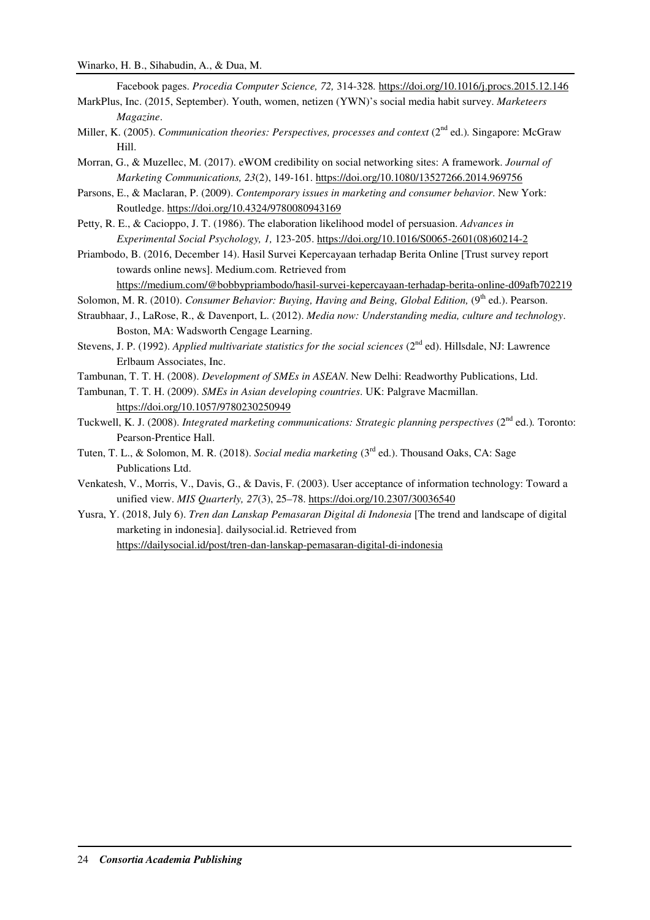Facebook pages. *Procedia Computer Science, 72,* 314-328. https://doi.org/10.1016/j.procs.2015.12.146

MarkPlus, Inc. (2015, September). Youth, women, netizen (YWN)'s social media habit survey. *Marketeers Magazine*.

Miller, K. (2005). *Communication theories: Perspectives, processes and context* (2nd ed.). Singapore: McGraw Hill.

Morran, G., & Muzellec, M. (2017). eWOM credibility on social networking sites: A framework. *Journal of Marketing Communications, 23*(2), 149-161. https://doi.org/10.1080/13527266.2014.969756

Parsons, E., & Maclaran, P. (2009). *Contemporary issues in marketing and consumer behavior*. New York: Routledge. https://doi.org/10.4324/9780080943169

Petty, R. E., & Cacioppo, J. T. (1986). The elaboration likelihood model of persuasion. *Advances in Experimental Social Psychology, 1,* 123-205. https://doi.org/10.1016/S0065-2601(08)60214-2

Priambodo, B. (2016, December 14). Hasil Survei Kepercayaan terhadap Berita Online [Trust survey report towards online news]. Medium.com. Retrieved from https://medium.com/@bobbypriambodo/hasil-survei-kepercayaan-terhadap-berita-online-d09afb702219

Solomon, M. R. (2010). *Consumer Behavior: Buying, Having and Being, Global Edition,* (9th ed.). Pearson.

Straubhaar, J., LaRose, R., & Davenport, L. (2012). *Media now: Understanding media, culture and technology*. Boston, MA: Wadsworth Cengage Learning.

Stevens, J. P. (1992). *Applied multivariate statistics for the social sciences* (2nd ed). Hillsdale, NJ: Lawrence Erlbaum Associates, Inc.

Tambunan, T. T. H. (2008). *Development of SMEs in ASEAN*. New Delhi: Readworthy Publications, Ltd.

Tambunan, T. T. H. (2009). *SMEs in Asian developing countries*. UK: Palgrave Macmillan. https://doi.org/10.1057/9780230250949

Tuckwell, K. J. (2008). *Integrated marketing communications: Strategic planning perspectives* (2nd ed.). Toronto: Pearson-Prentice Hall.

Tuten, T. L., & Solomon, M. R. (2018). *Social media marketing* (3rd ed.). Thousand Oaks, CA: Sage Publications Ltd.

Venkatesh, V., Morris, V., Davis, G., & Davis, F. (2003). User acceptance of information technology: Toward a unified view. *MIS Quarterly, 27*(3), 25–78. https://doi.org/10.2307/30036540

Yusra, Y. (2018, July 6). *Tren dan Lanskap Pemasaran Digital di Indonesia* [The trend and landscape of digital marketing in indonesia]. dailysocial.id. Retrieved from https://dailysocial.id/post/tren-dan-lanskap-pemasaran-digital-di-indonesia